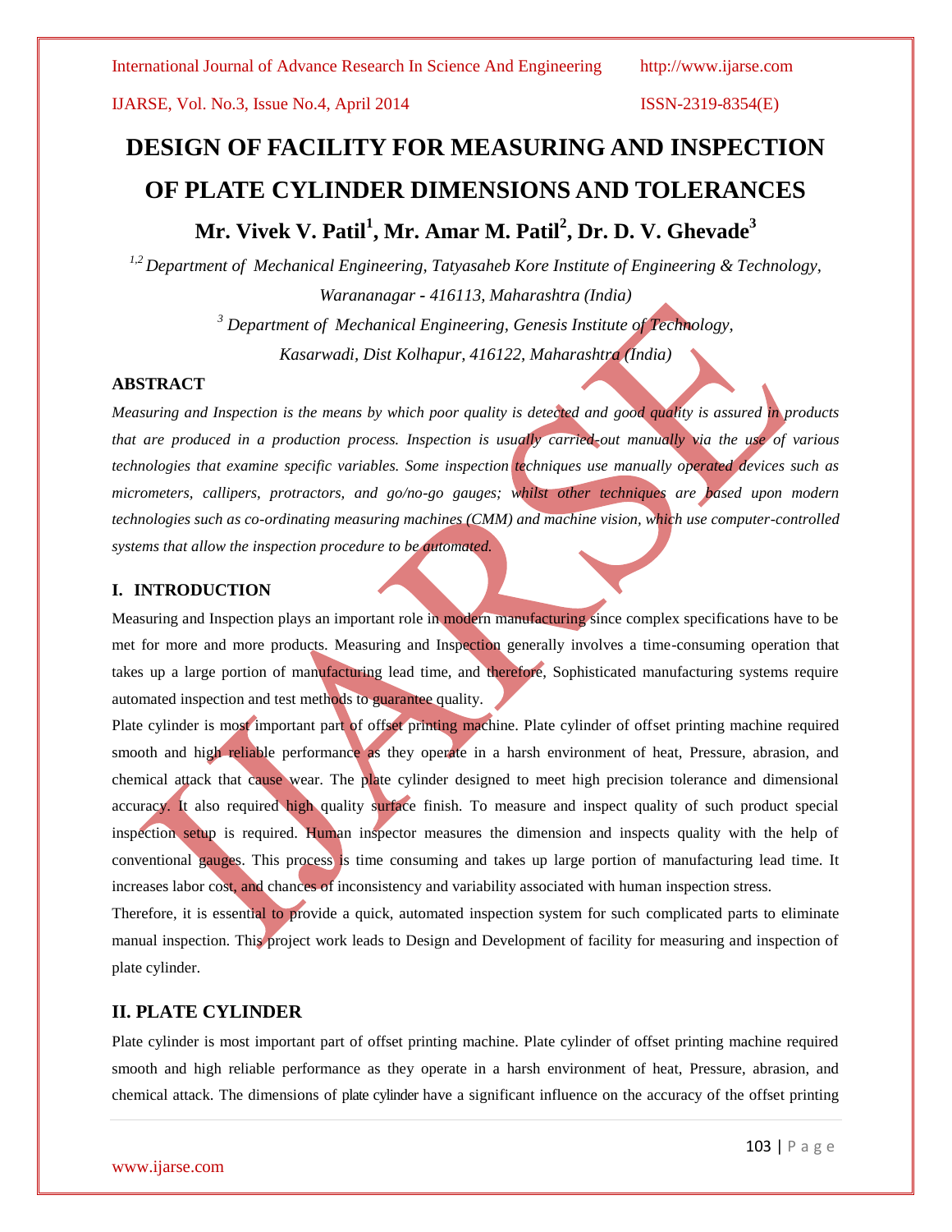# DESIGN OF FACILITY FOR MEASURING AND INSPECTION OF PLATE CYLINDER DIMENSIONS AND TOLERANCES

**Mr. Vivek V. Patil[1], Mr. Amar M. Patil[2], Dr. D. V. Ghevade[3]**

*[1,2] Department of Mechanical Engineering, Tatyasaheb Kore Institute of Engineering & Technology, Warananagar - 416113, Maharashtra (India)*

*[3] Department of Mechanical Engineering, Genesis Institute of Technology, Kasarwadi, Dist Kolhapur, 416122, Maharashtra (India)*

## ABSTRACT

*Measuring and Inspection is the means by which poor quality is detected and good quality is assured in products that are produced in a production process. Inspection is usually carried-out manually via the use of various technologies that examine specific variables. Some inspection techniques use manually operated devices such as micrometers, callipers, protractors, and go/no-go gauges; whilst other techniques are based upon modern technologies such as co-ordinating measuring machines (CMM) and machine vision, which use computer-controlled systems that allow the inspection procedure to be automated.*

## I. INTRODUCTION

Measuring and Inspection plays an important role in modern manufacturing since complex specifications have to be met for more and more products. Measuring and Inspection generally involves a time-consuming operation that takes up a large portion of manufacturing lead time, and therefore, Sophisticated manufacturing systems require automated inspection and test methods to guarantee quality.

Plate cylinder is most important part of offset printing machine. Plate cylinder of offset printing machine required smooth and high reliable performance as they operate in a harsh environment of heat, Pressure, abrasion, and chemical attack that cause wear. The plate cylinder designed to meet high precision tolerance and dimensional accuracy. It also required high quality surface finish. To measure and inspect quality of such product special inspection setup is required. Human inspector measures the dimension and inspects quality with the help of conventional gauges. This process is time consuming and takes up large portion of manufacturing lead time. It increases labor cost, and chances of inconsistency and variability associated with human inspection stress.

Therefore, it is essential to provide a quick, automated inspection system for such complicated parts to eliminate manual inspection. This project work leads to Design and Development of facility for measuring and inspection of plate cylinder.

## II. PLATE CYLINDER

Plate cylinder is most important part of offset printing machine. Plate cylinder of offset printing machine required smooth and high reliable performance as they operate in a harsh environment of heat, Pressure, abrasion, and chemical attack. The dimensions of plate cylinder have a significant influence on the accuracy of the offset printing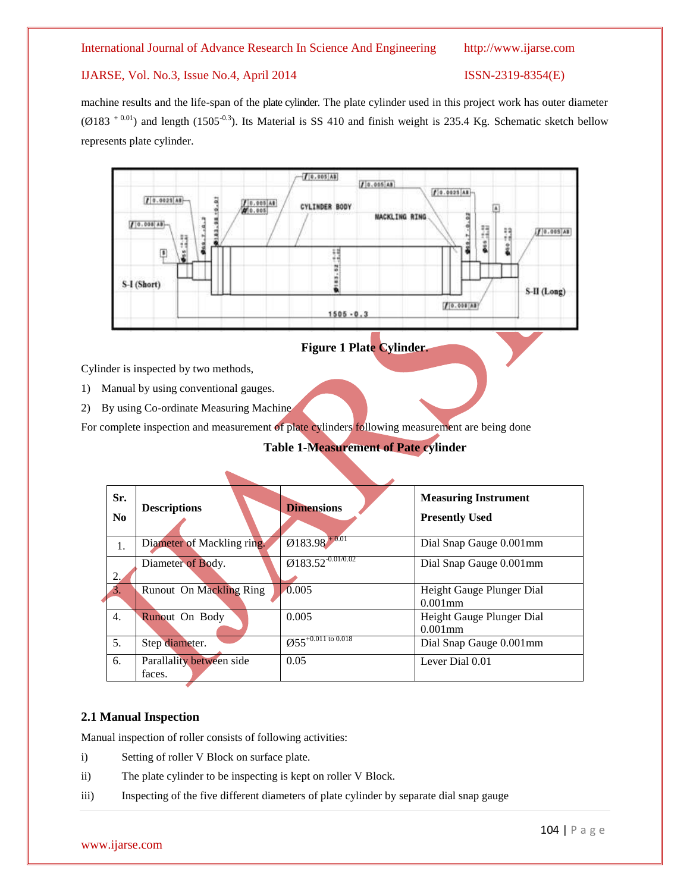machine results and the life-span of the plate cylinder. The plate cylinder used in this project work has outer diameter (Ø183 $^{+0.01}$) and length (1505$^{-0.3}$). Its Material is SS 410 and finish weight is 235.4 Kg. Schematic sketch bellow represents plate cylinder.

**Figure 1 Plate Cylinder.**

Cylinder is inspected by two methods,

1) Manual by using conventional gauges.
2) By using Co-ordinate Measuring Machine

For complete inspection and measurement of plate cylinders following measurement are being done

**Table 1-Measurement of Pate cylinder**

| Sr. No | Descriptions | Dimensions | Measuring Instrument Presently Used |
|---|---|---|---|
| 1. | Diameter of Mackling ring. | Ø183.98$^{+0.01}$ | Dial Snap Gauge 0.001mm |
| 2. | Diameter of Body. | Ø183.52$^{-0.01/0.02}$ | Dial Snap Gauge 0.001mm |
| 3. | Runout On Mackling Ring | 0.005 | Height Gauge Plunger Dial 0.001mm |
| 4. | Runout On Body | 0.005 | Height Gauge Plunger Dial 0.001mm |
| 5. | Step diameter. | Ø55$^{+0.011 \text{ to } 0.018}$ | Dial Snap Gauge 0.001mm |
| 6. | Parallality between side faces. | 0.05 | Lever Dial 0.01 |

### 2.1 Manual Inspection

Manual inspection of roller consists of following activities:

i) Setting of roller V Block on surface plate.

ii) The plate cylinder to be inspecting is kept on roller V Block.

iii) Inspecting of the five different diameters of plate cylinder by separate dial snap gauge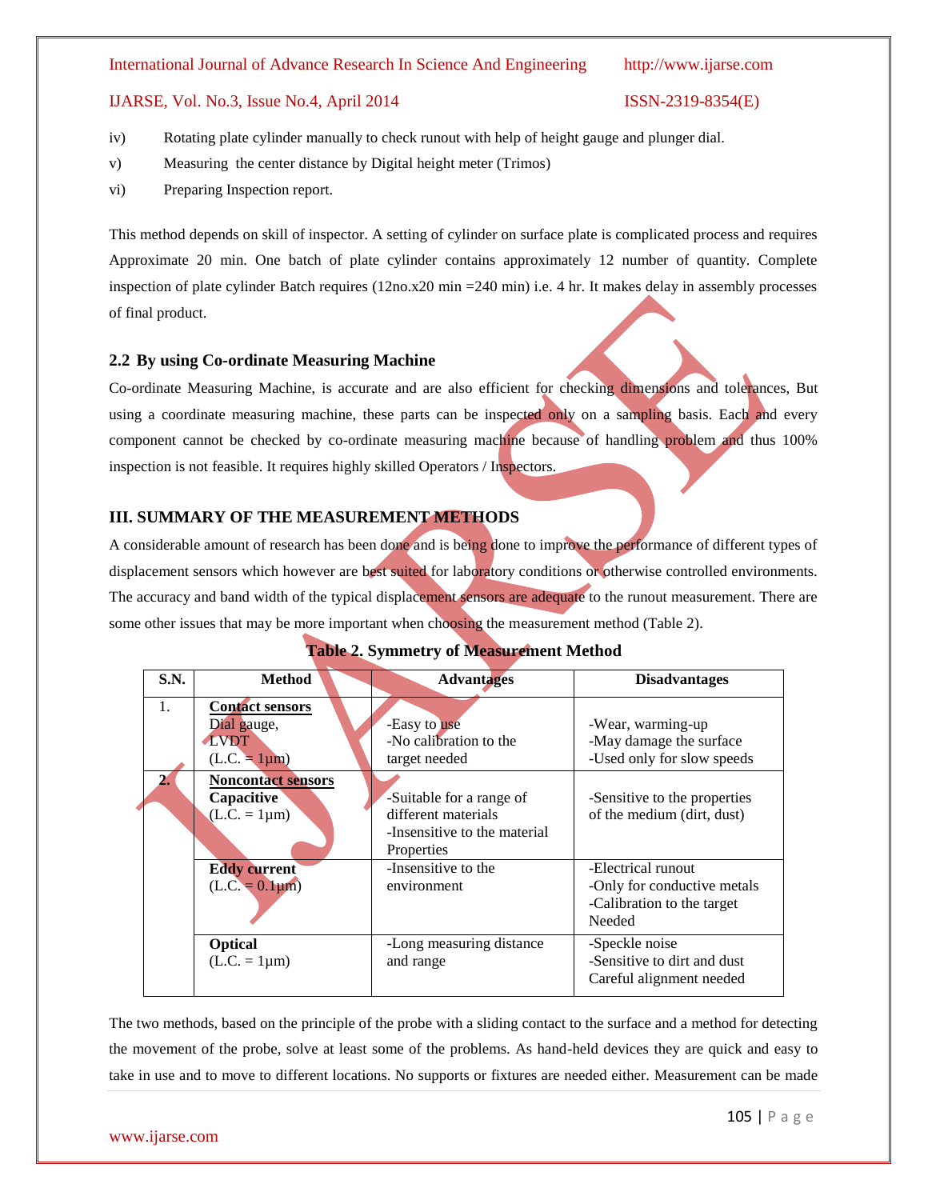iv) Rotating plate cylinder manually to check runout with help of height gauge and plunger dial.

v) Measuring the center distance by Digital height meter (Trimos)

vi) Preparing Inspection report.

This method depends on skill of inspector. A setting of cylinder on surface plate is complicated process and requires Approximate 20 min. One batch of plate cylinder contains approximately 12 number of quantity. Complete inspection of plate cylinder Batch requires (12no.x20 min =240 min) i.e. 4 hr. It makes delay in assembly processes of final product.

### 2.2 By using Co-ordinate Measuring Machine

Co-ordinate Measuring Machine, is accurate and are also efficient for checking dimensions and tolerances, But using a coordinate measuring machine, these parts can be inspected only on a sampling basis. Each and every component cannot be checked by co-ordinate measuring machine because of handling problem and thus 100% inspection is not feasible. It requires highly skilled Operators / Inspectors.

## III. SUMMARY OF THE MEASUREMENT METHODS

A considerable amount of research has been done and is being done to improve the performance of different types of displacement sensors which however are best suited for laboratory conditions or otherwise controlled environments. The accuracy and band width of the typical displacement sensors are adequate to the runout measurement. There are some other issues that may be more important when choosing the measurement method (Table 2).

**Table 2. Symmetry of Measurement Method**

| S.N. | Method | Advantages | Disadvantages |
|---|---|---|---|
| 1. | **Contact sensors** Dial gauge, LVDT (L.C. = 1μm) | -Easy to use -No calibration to the target needed | -Wear, warming-up -May damage the surface -Used only for slow speeds |
| 2. | **Noncontact sensors** **Capacitive** (L.C. = 1μm) | -Suitable for a range of different materials -Insensitive to the material Properties | -Sensitive to the properties of the medium (dirt, dust) |
| | **Eddy current** (L.C. = 0.1μm) | -Insensitive to the environment | -Electrical runout -Only for conductive metals -Calibration to the target Needed |
| | **Optical** (L.C. = 1μm) | -Long measuring distance and range | -Speckle noise -Sensitive to dirt and dust Careful alignment needed |

The two methods, based on the principle of the probe with a sliding contact to the surface and a method for detecting the movement of the probe, solve at least some of the problems. As hand-held devices they are quick and easy to take in use and to move to different locations. No supports or fixtures are needed either. Measurement can be made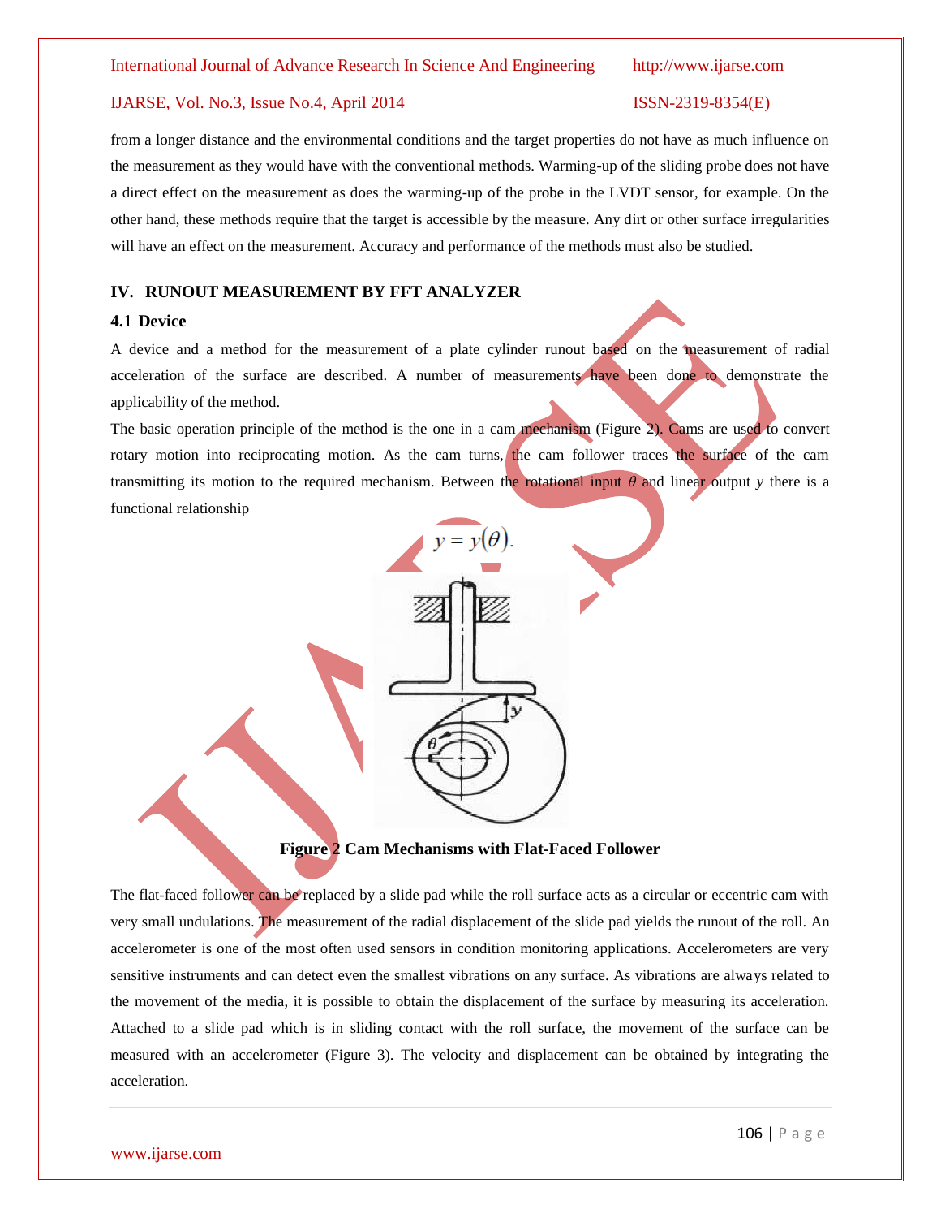from a longer distance and the environmental conditions and the target properties do not have as much influence on the measurement as they would have with the conventional methods. Warming-up of the sliding probe does not have a direct effect on the measurement as does the warming-up of the probe in the LVDT sensor, for example. On the other hand, these methods require that the target is accessible by the measure. Any dirt or other surface irregularities will have an effect on the measurement. Accuracy and performance of the methods must also be studied.

## IV. RUNOUT MEASUREMENT BY FFT ANALYZER

### 4.1 Device

A device and a method for the measurement of a plate cylinder runout based on the measurement of radial acceleration of the surface are described. A number of measurements have been done to demonstrate the applicability of the method.

The basic operation principle of the method is the one in a cam mechanism (Figure 2). Cams are used to convert rotary motion into reciprocating motion. As the cam turns, the cam follower traces the surface of the cam transmitting its motion to the required mechanism. Between the rotational input $\theta$ and linear output $y$ there is a functional relationship

$$y = y(\theta).$$

**Figure 2 Cam Mechanisms with Flat-Faced Follower**

The flat-faced follower can be replaced by a slide pad while the roll surface acts as a circular or eccentric cam with very small undulations. The measurement of the radial displacement of the slide pad yields the runout of the roll. An accelerometer is one of the most often used sensors in condition monitoring applications. Accelerometers are very sensitive instruments and can detect even the smallest vibrations on any surface. As vibrations are always related to the movement of the media, it is possible to obtain the displacement of the surface by measuring its acceleration. Attached to a slide pad which is in sliding contact with the roll surface, the movement of the surface can be measured with an accelerometer (Figure 3). The velocity and displacement can be obtained by integrating the acceleration.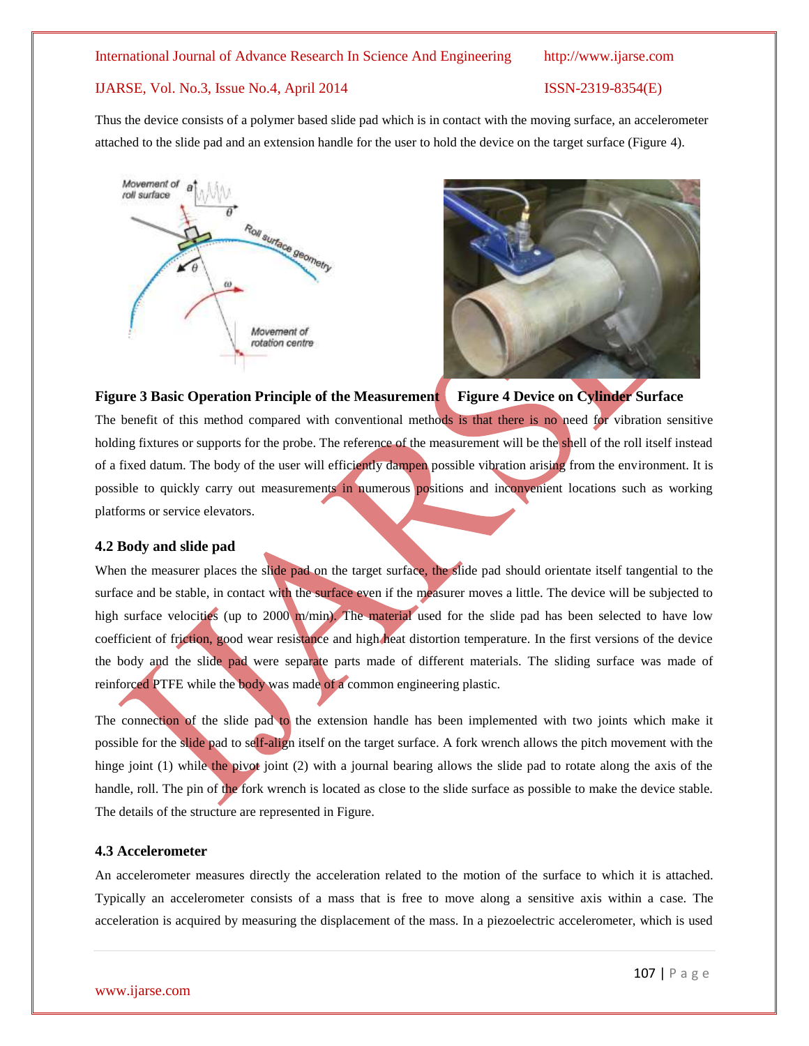Thus the device consists of a polymer based slide pad which is in contact with the moving surface, an accelerometer attached to the slide pad and an extension handle for the user to hold the device on the target surface (Figure 4).

**Figure 3 Basic Operation Principle of the Measurement** **Figure 4 Device on Cylinder Surface**

The benefit of this method compared with conventional methods is that there is no need for vibration sensitive holding fixtures or supports for the probe. The reference of the measurement will be the shell of the roll itself instead of a fixed datum. The body of the user will efficiently dampen possible vibration arising from the environment. It is possible to quickly carry out measurements in numerous positions and inconvenient locations such as working platforms or service elevators.

### 4.2 Body and slide pad

When the measurer places the slide pad on the target surface, the slide pad should orientate itself tangential to the surface and be stable, in contact with the surface even if the measurer moves a little. The device will be subjected to high surface velocities (up to 2000 m/min). The material used for the slide pad has been selected to have low coefficient of friction, good wear resistance and high heat distortion temperature. In the first versions of the device the body and the slide pad were separate parts made of different materials. The sliding surface was made of reinforced PTFE while the body was made of a common engineering plastic.

The connection of the slide pad to the extension handle has been implemented with two joints which make it possible for the slide pad to self-align itself on the target surface. A fork wrench allows the pitch movement with the hinge joint (1) while the pivot joint (2) with a journal bearing allows the slide pad to rotate along the axis of the handle, roll. The pin of the fork wrench is located as close to the slide surface as possible to make the device stable. The details of the structure are represented in Figure.

### 4.3 Accelerometer

An accelerometer measures directly the acceleration related to the motion of the surface to which it is attached. Typically an accelerometer consists of a mass that is free to move along a sensitive axis within a case. The acceleration is acquired by measuring the displacement of the mass. In a piezoelectric accelerometer, which is used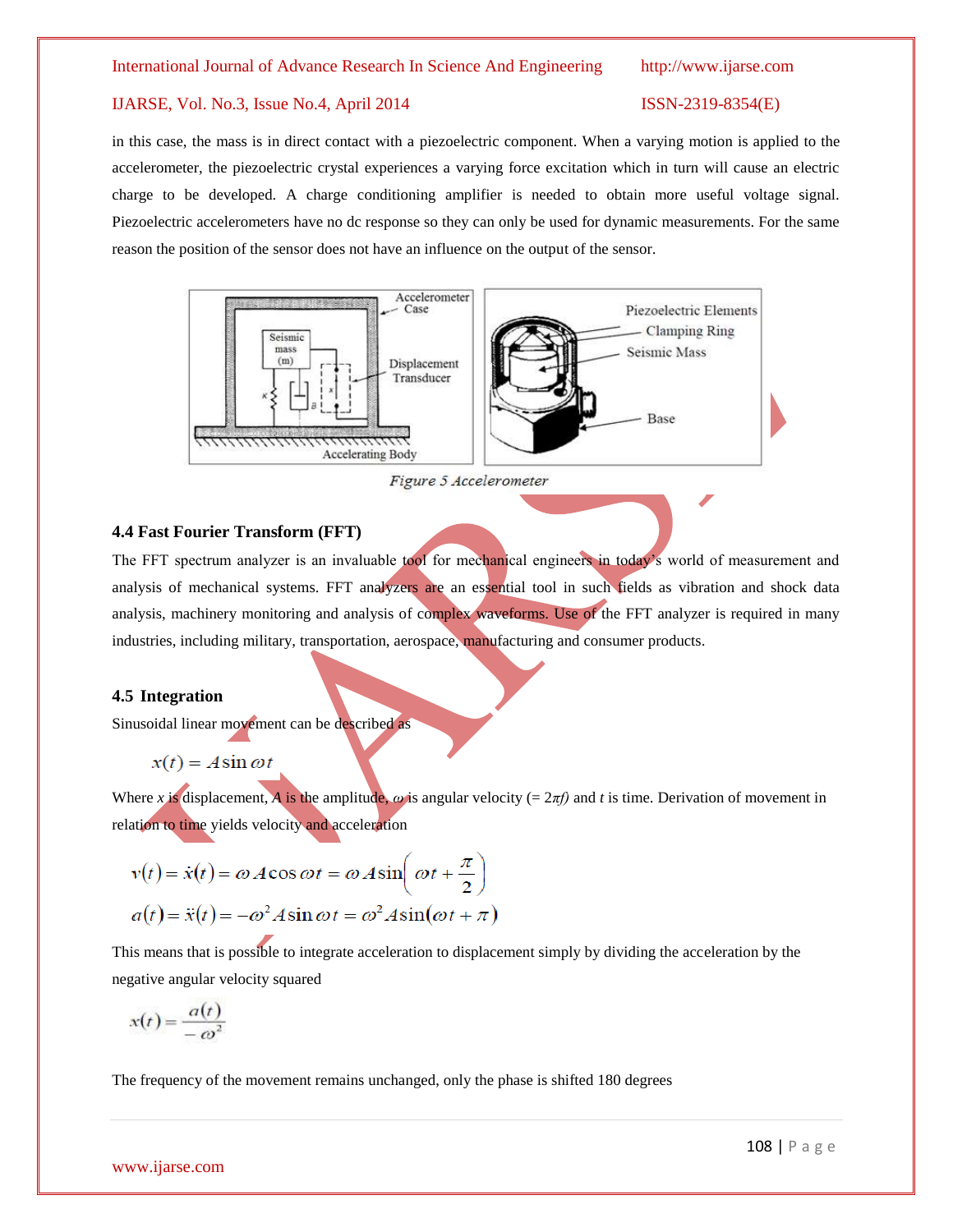in this case, the mass is in direct contact with a piezoelectric component. When a varying motion is applied to the accelerometer, the piezoelectric crystal experiences a varying force excitation which in turn will cause an electric charge to be developed. A charge conditioning amplifier is needed to obtain more useful voltage signal. Piezoelectric accelerometers have no dc response so they can only be used for dynamic measurements. For the same reason the position of the sensor does not have an influence on the output of the sensor.

*Figure 5 Accelerometer*

### 4.4 Fast Fourier Transform (FFT)

The FFT spectrum analyzer is an invaluable tool for mechanical engineers in today's world of measurement and analysis of mechanical systems. FFT analyzers are an essential tool in such fields as vibration and shock data analysis, machinery monitoring and analysis of complex waveforms. Use of the FFT analyzer is required in many industries, including military, transportation, aerospace, manufacturing and consumer products.

### 4.5 Integration

Sinusoidal linear movement can be described as

$$x(t) = A \sin \omega t$$

Where *x* is displacement, *A* is the amplitude, $\omega$ is angular velocity (= $2\pi f$) and *t* is time. Derivation of movement in relation to time yields velocity and acceleration

$$v(t) = \dot{x}(t) = \omega A \cos \omega t = \omega A \sin\left(\omega t + \frac{\pi}{2}\right)$$

$$a(t) = \ddot{x}(t) = -\omega^2 A \sin \omega t = \omega^2 A \sin(\omega t + \pi)$$

This means that is possible to integrate acceleration to displacement simply by dividing the acceleration by the negative angular velocity squared

$$x(t) = \frac{a(t)}{-\omega^2}$$

The frequency of the movement remains unchanged, only the phase is shifted 180 degrees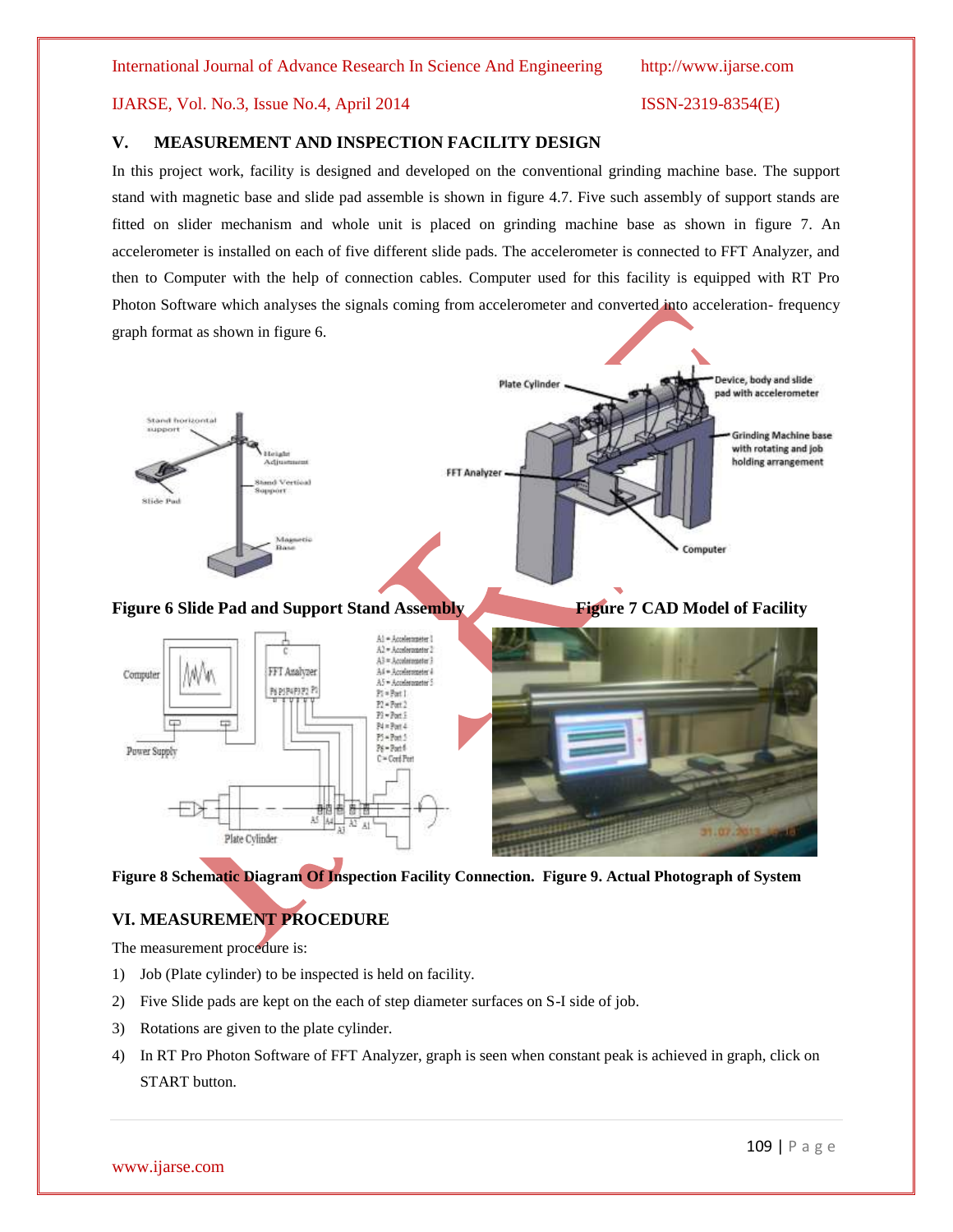## V. MEASUREMENT AND INSPECTION FACILITY DESIGN

In this project work, facility is designed and developed on the conventional grinding machine base. The support stand with magnetic base and slide pad assemble is shown in figure 4.7. Five such assembly of support stands are fitted on slider mechanism and whole unit is placed on grinding machine base as shown in figure 7. An accelerometer is installed on each of five different slide pads. The accelerometer is connected to FFT Analyzer, and then to Computer with the help of connection cables. Computer used for this facility is equipped with RT Pro Photon Software which analyses the signals coming from accelerometer and converted into acceleration- frequency graph format as shown in figure 6.

**Figure 6 Slide Pad and Support Stand Assembly**

**Figure 7 CAD Model of Facility**

**Figure 8 Schematic Diagram Of Inspection Facility Connection.**

**Figure 9. Actual Photograph of System**

## VI. MEASUREMENT PROCEDURE

The measurement procedure is:

1) Job (Plate cylinder) to be inspected is held on facility.
2) Five Slide pads are kept on the each of step diameter surfaces on S-I side of job.
3) Rotations are given to the plate cylinder.
4) In RT Pro Photon Software of FFT Analyzer, graph is seen when constant peak is achieved in graph, click on START button.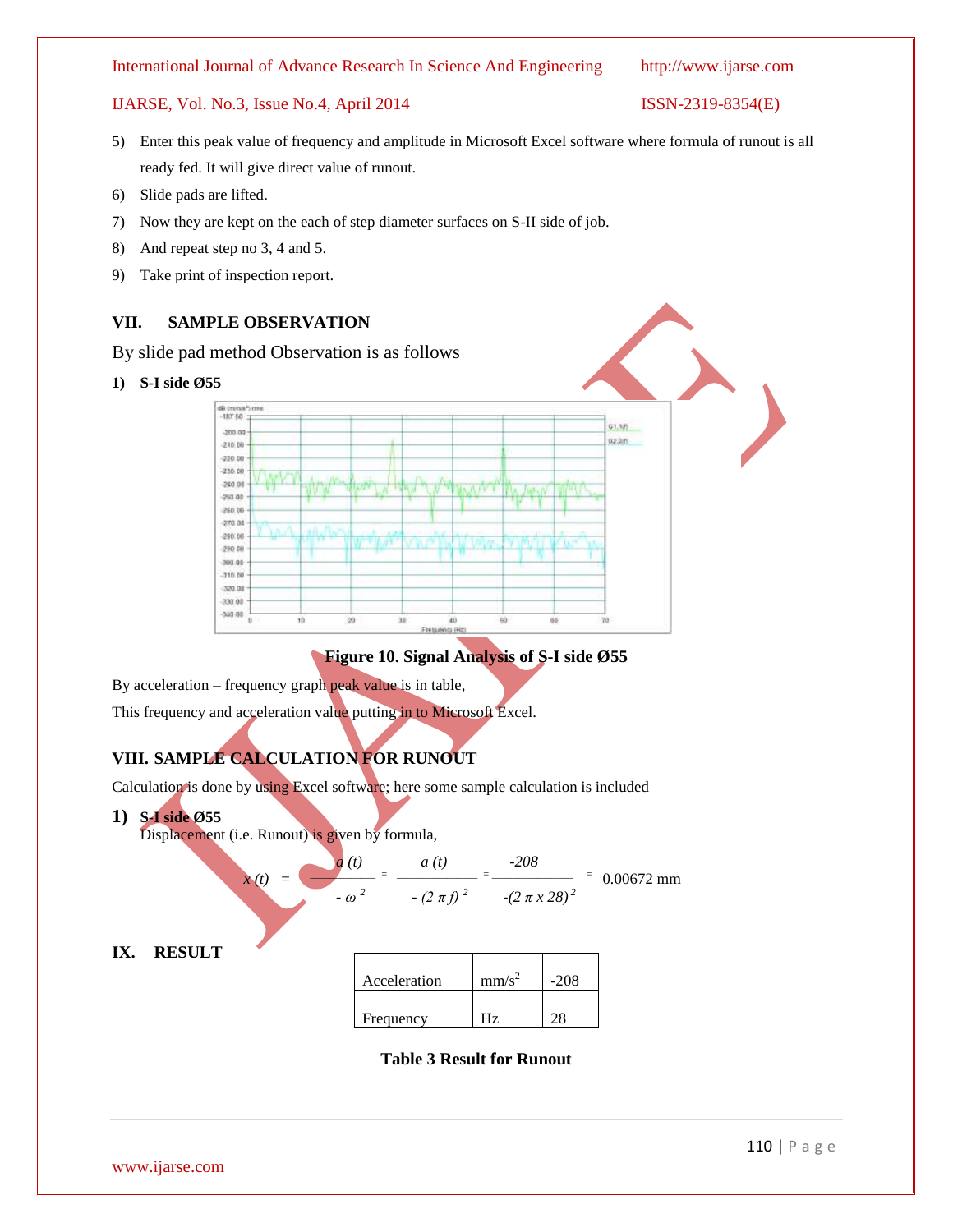5) Enter this peak value of frequency and amplitude in Microsoft Excel software where formula of runout is all ready fed. It will give direct value of runout.
6) Slide pads are lifted.
7) Now they are kept on the each of step diameter surfaces on S-II side of job.
8) And repeat step no 3, 4 and 5.
9) Take print of inspection report.

## VII. SAMPLE OBSERVATION

By slide pad method Observation is as follows

**1) S-I side Ø55**

**Figure 10. Signal Analysis of S-I side Ø55**

By acceleration – frequency graph peak value is in table,

This frequency and acceleration value putting in to Microsoft Excel.

## VIII. SAMPLE CALCULATION FOR RUNOUT

Calculation is done by using Excel software; here some sample calculation is included

**1) S-I side Ø55**

Displacement (i.e. Runout) is given by formula,

$$x(t) = \frac{a(t)}{-\omega^2} = \frac{a(t)}{-(2\pi f)^2} = \frac{-208}{-(2\pi \times 28)^2} = 0.00672 \text{ mm}$$

## IX. RESULT

| Acceleration | $mm/s^2$ | -208 |
|---|---|---|
| Frequency | Hz | 28 |

**Table 3 Result for Runout**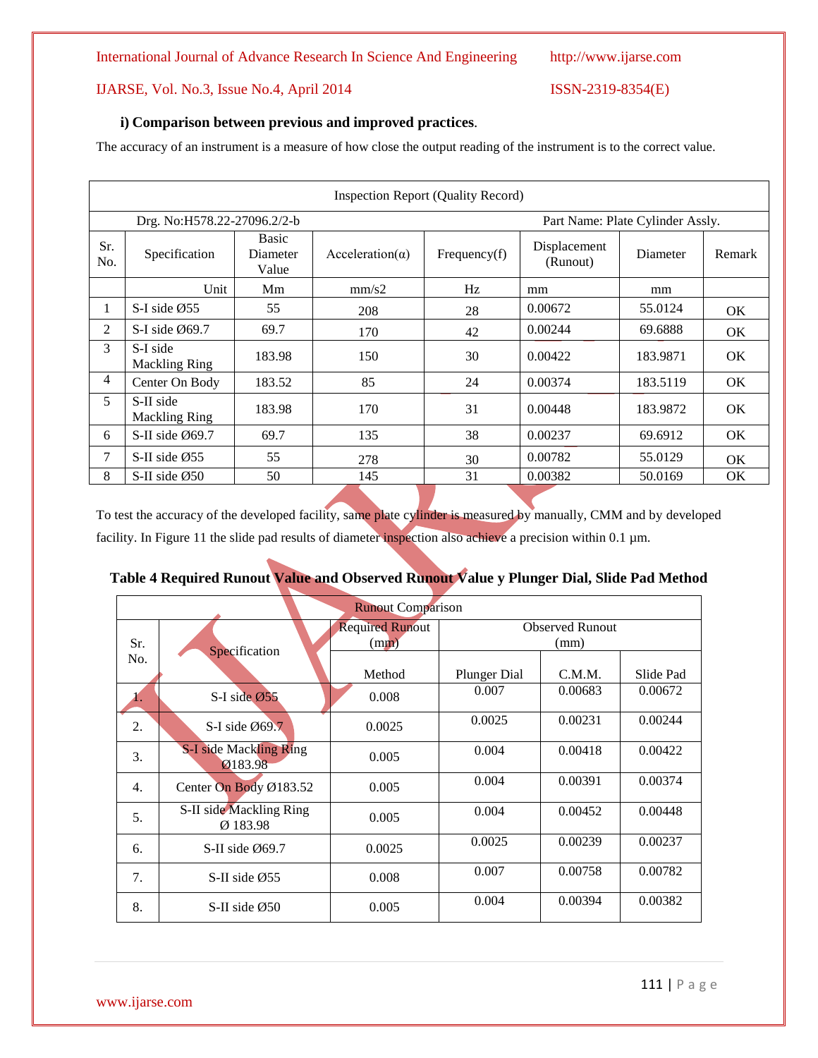### i) Comparison between previous and improved practices.

The accuracy of an instrument is a measure of how close the output reading of the instrument is to the correct value.

| Inspection Report (Quality Record) | | | | | | | |
|---|---|---|---|---|---|---|---|
| Drg. No:H578.22-27096.2/2-b | | | | | Part Name: Plate Cylinder Assly. | | |
| Sr. No. | Specification | Basic Diameter Value | Acceleration(α) | Frequency(f) | Displacement (Runout) | Diameter | Remark |
| | Unit | Mm | mm/s2 | Hz | mm | mm | |
| 1 | S-I side Ø55 | 55 | 208 | 28 | 0.00672 | 55.0124 | OK |
| 2 | S-I side Ø69.7 | 69.7 | 170 | 42 | 0.00244 | 69.6888 | OK |
| 3 | S-I side Mackling Ring | 183.98 | 150 | 30 | 0.00422 | 183.9871 | OK |
| 4 | Center On Body | 183.52 | 85 | 24 | 0.00374 | 183.5119 | OK |
| 5 | S-II side Mackling Ring | 183.98 | 170 | 31 | 0.00448 | 183.9872 | OK |
| 6 | S-II side Ø69.7 | 69.7 | 135 | 38 | 0.00237 | 69.6912 | OK |
| 7 | S-II side Ø55 | 55 | 278 | 30 | 0.00782 | 55.0129 | OK |
| 8 | S-II side Ø50 | 50 | 145 | 31 | 0.00382 | 50.0169 | OK |

To test the accuracy of the developed facility, same plate cylinder is measured by manually, CMM and by developed facility. In Figure 11 the slide pad results of diameter inspection also achieve a precision within 0.1 μm.

**Table 4 Required Runout Value and Observed Runout Value y Plunger Dial, Slide Pad Method**

| Runout Comparison | | | | | |
|---|---|---|---|---|---|
| Sr. No. | Specification | Required Runout (mm) | Observed Runout (mm) | | |
| | | Method | Plunger Dial | C.M.M. | Slide Pad |
| 1. | S-I side Ø55 | 0.008 | 0.007 | 0.00683 | 0.00672 |
| 2. | S-I side Ø69.7 | 0.0025 | 0.0025 | 0.00231 | 0.00244 |
| 3. | S-I side Mackling Ring Ø183.98 | 0.005 | 0.004 | 0.00418 | 0.00422 |
| 4. | Center On Body Ø183.52 | 0.005 | 0.004 | 0.00391 | 0.00374 |
| 5. | S-II side Mackling Ring Ø 183.98 | 0.005 | 0.004 | 0.00452 | 0.00448 |
| 6. | S-II side Ø69.7 | 0.0025 | 0.0025 | 0.00239 | 0.00237 |
| 7. | S-II side Ø55 | 0.008 | 0.007 | 0.00758 | 0.00782 |
| 8. | S-II side Ø50 | 0.005 | 0.004 | 0.00394 | 0.00382 |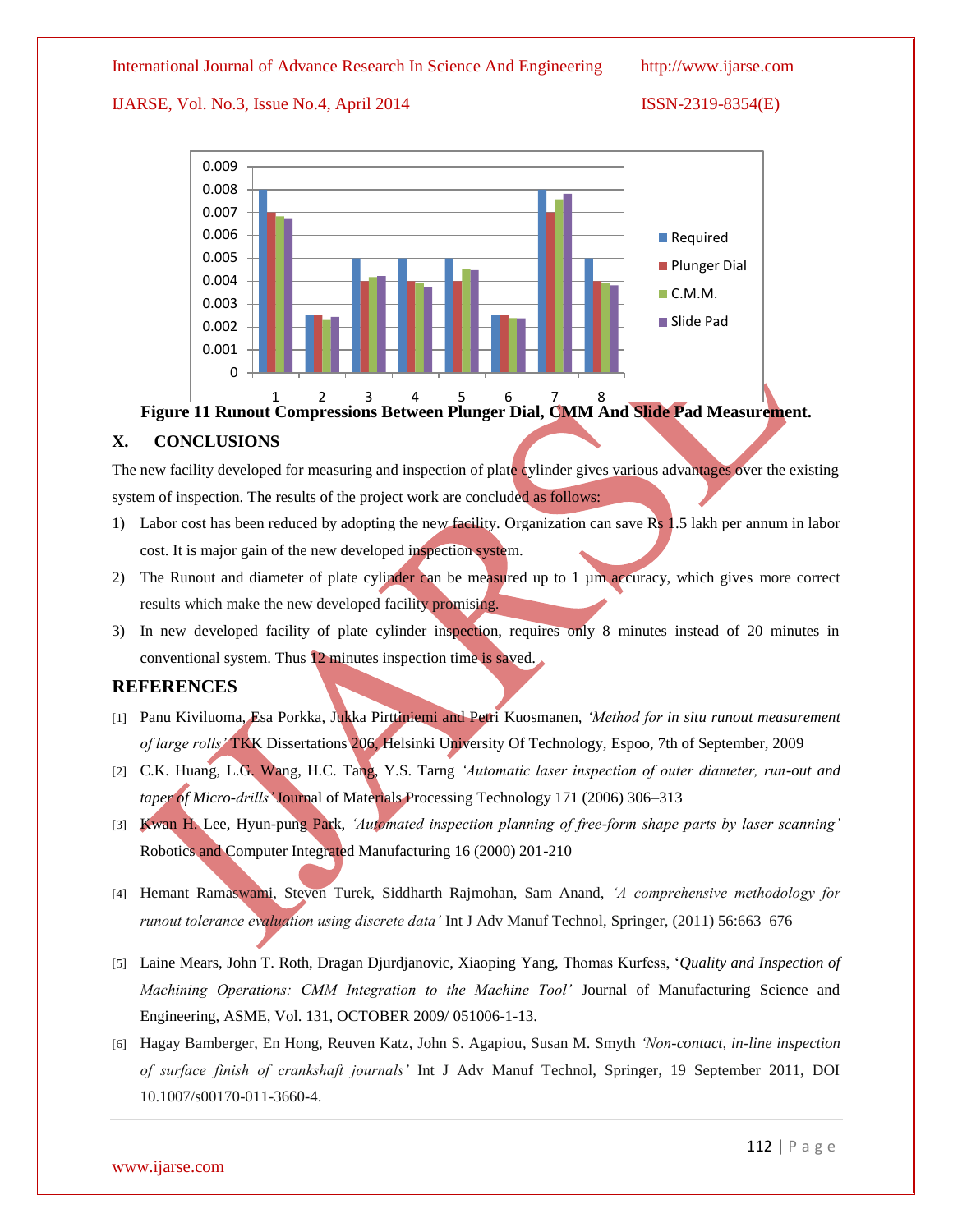0.009
0.008
0.007
0.006
0.005
0.004
0.003
0.002
0.001
0

1 2 3 4 5 6 7 8

Required
Plunger Dial
C.M.M.
Slide Pad

**Figure 11 Runout Compressions Between Plunger Dial, CMM And Slide Pad Measurement.**

## X. CONCLUSIONS

The new facility developed for measuring and inspection of plate cylinder gives various advantages over the existing system of inspection. The results of the project work are concluded as follows:

1) Labor cost has been reduced by adopting the new facility. Organization can save Rs 1.5 lakh per annum in labor cost. It is major gain of the new developed inspection system.
2) The Runout and diameter of plate cylinder can be measured up to 1 µm accuracy, which gives more correct results which make the new developed facility promising.
3) In new developed facility of plate cylinder inspection, requires only 8 minutes instead of 20 minutes in conventional system. Thus 12 minutes inspection time is saved.

## REFERENCES

[1] Panu Kiviluoma, Esa Porkka, Jukka Pirttiniemi and Petri Kuosmanen, *'Method for in situ runout measurement of large rolls'* TKK Dissertations 206, Helsinki University Of Technology, Espoo, 7th of September, 2009

[2] C.K. Huang, L.G. Wang, H.C. Tang, Y.S. Tarng *'Automatic laser inspection of outer diameter, run-out and taper of Micro-drills'* Journal of Materials Processing Technology 171 (2006) 306–313

[3] Kwan H. Lee, Hyun-pung Park, *'Automated inspection planning of free-form shape parts by laser scanning'* Robotics and Computer Integrated Manufacturing 16 (2000) 201-210

[4] Hemant Ramaswami, Steven Turek, Siddharth Rajmohan, Sam Anand, *'A comprehensive methodology for runout tolerance evaluation using discrete data'* Int J Adv Manuf Technol, Springer, (2011) 56:663–676

[5] Laine Mears, John T. Roth, Dragan Djurdjanovic, Xiaoping Yang, Thomas Kurfess, '*Quality and Inspection of Machining Operations: CMM Integration to the Machine Tool'* Journal of Manufacturing Science and Engineering, ASME, Vol. 131, OCTOBER 2009/ 051006-1-13.

[6] Hagay Bamberger, En Hong, Reuven Katz, John S. Agapiou, Susan M. Smyth *'Non-contact, in-line inspection of surface finish of crankshaft journals'* Int J Adv Manuf Technol, Springer, 19 September 2011, DOI 10.1007/s00170-011-3660-4.